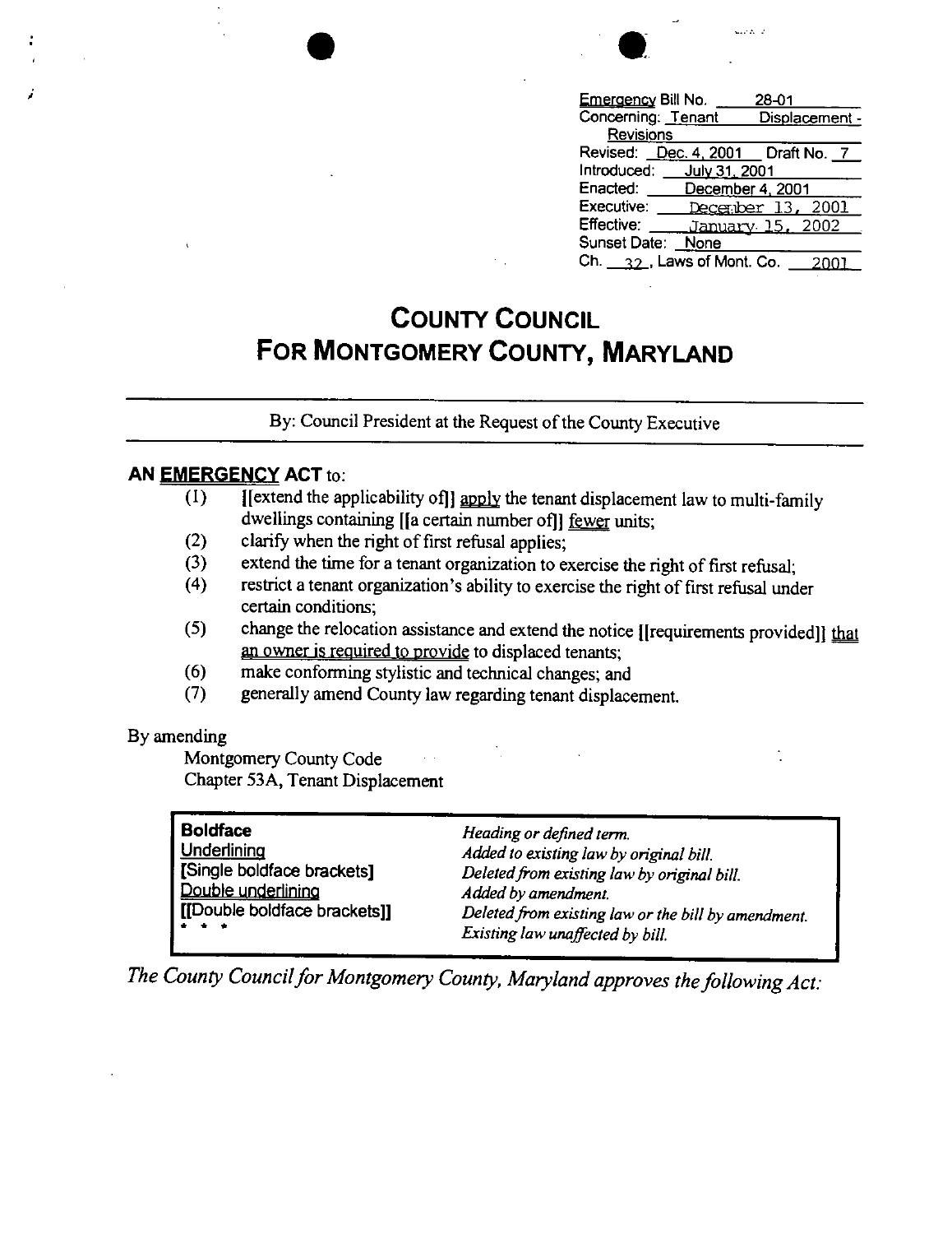| | |
|---|---|
| Emergency Bill No. | 28-01 |
| Concerning: | Tenant Displacement - Revisions |
| Revised: Dec. 4, 2001 | Draft No. 7 |
| Introduced: | July 31, 2001 |
| Enacted: | December 4, 2001 |
| Executive: | December 13, 2001 |
| Effective: | January 15, 2002 |
| Sunset Date: | None |
| Ch. 32, Laws of Mont. Co. | 2001 |

# COUNTY COUNCIL FOR MONTGOMERY COUNTY, MARYLAND

By: Council President at the Request of the County Executive

## AN EMERGENCY ACT to:

(1) [[extend the applicability of]] apply the tenant displacement law to multi-family dwellings containing [[a certain number of]] fewer units;
(2) clarify when the right of first refusal applies;
(3) extend the time for a tenant organization to exercise the right of first refusal;
(4) restrict a tenant organization's ability to exercise the right of first refusal under certain conditions;
(5) change the relocation assistance and extend the notice [[requirements provided]] that an owner is required to provide to displaced tenants;
(6) make conforming stylistic and technical changes; and
(7) generally amend County law regarding tenant displacement.

By amending
Montgomery County Code
Chapter 53A, Tenant Displacement

| | |
|---|---|
| **Boldface** | *Heading or defined term.* |
| Underlining | *Added to existing law by original bill.* |
| [Single boldface brackets] | *Deleted from existing law by original bill.* |
| Double underlining | *Added by amendment.* |
| [[Double boldface brackets]] | *Deleted from existing law or the bill by amendment.* |
| * * * | *Existing law unaffected by bill.* |

*The County Council for Montgomery County, Maryland approves the following Act:*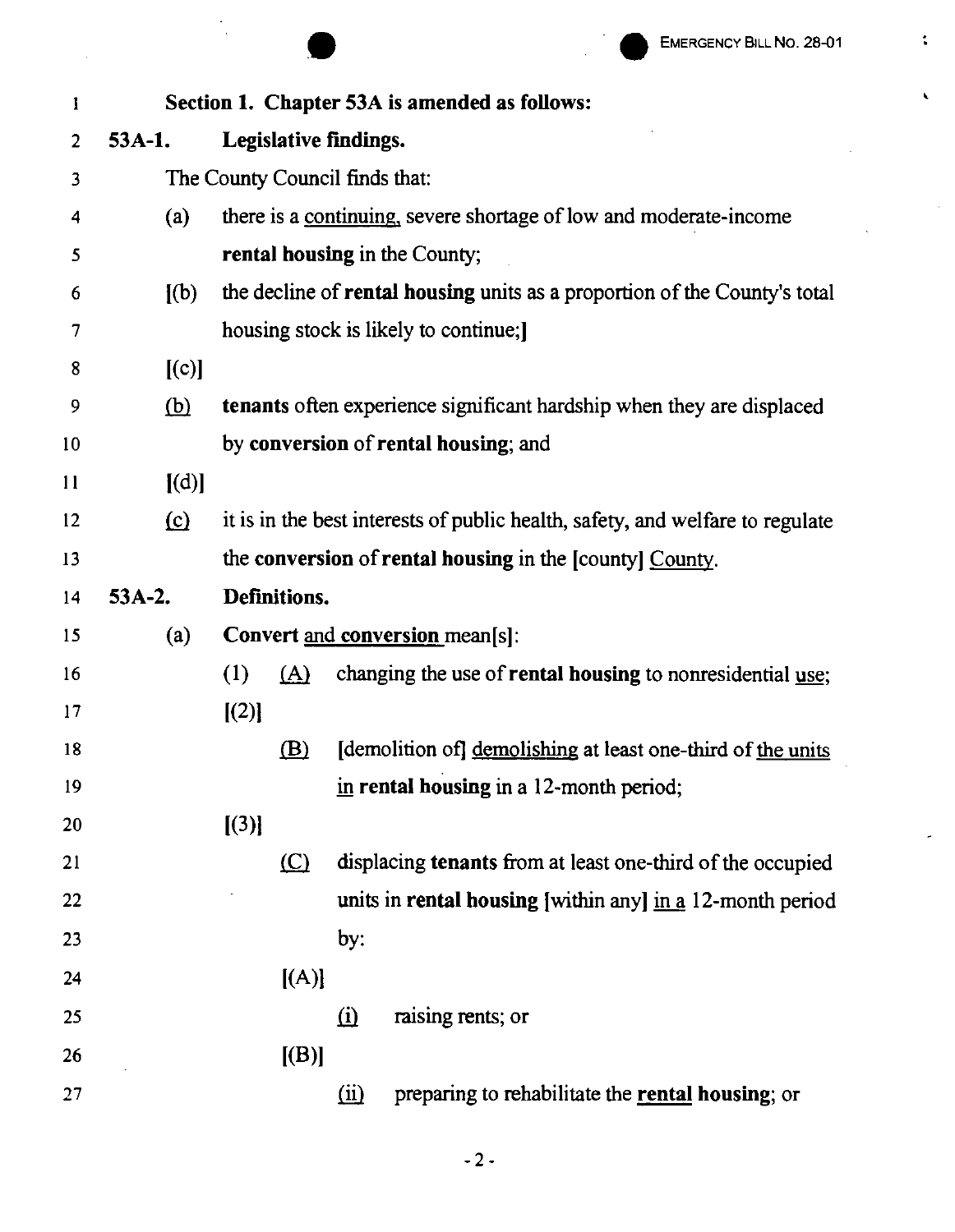**Section 1. Chapter 53A is amended as follows:**

**53A-1. Legislative findings.**

The County Council finds that:

(a) there is a continuing, severe shortage of low and moderate-income **rental housing** in the County;

[(b) the decline of **rental housing** units as a proportion of the County's total housing stock is likely to continue;]

[(c)]

(b) **tenants** often experience significant hardship when they are displaced by **conversion** of **rental housing**; and

[(d)]

(c) it is in the best interests of public health, safety, and welfare to regulate the **conversion** of **rental housing** in the [county] County.

**53A-2. Definitions.**

(a) **Convert** and **conversion** mean[s]:

(1) (A) changing the use of **rental housing** to nonresidential use;

[(2)]

(B) [demolition of] demolishing at least one-third of the units in **rental housing** in a 12-month period;

[(3)]

(C) displacing **tenants** from at least one-third of the occupied units in **rental housing** [within any] in a 12-month period by:

[(A)]

(i) raising rents; or

[(B)]

(ii) preparing to rehabilitate the **rental housing**; or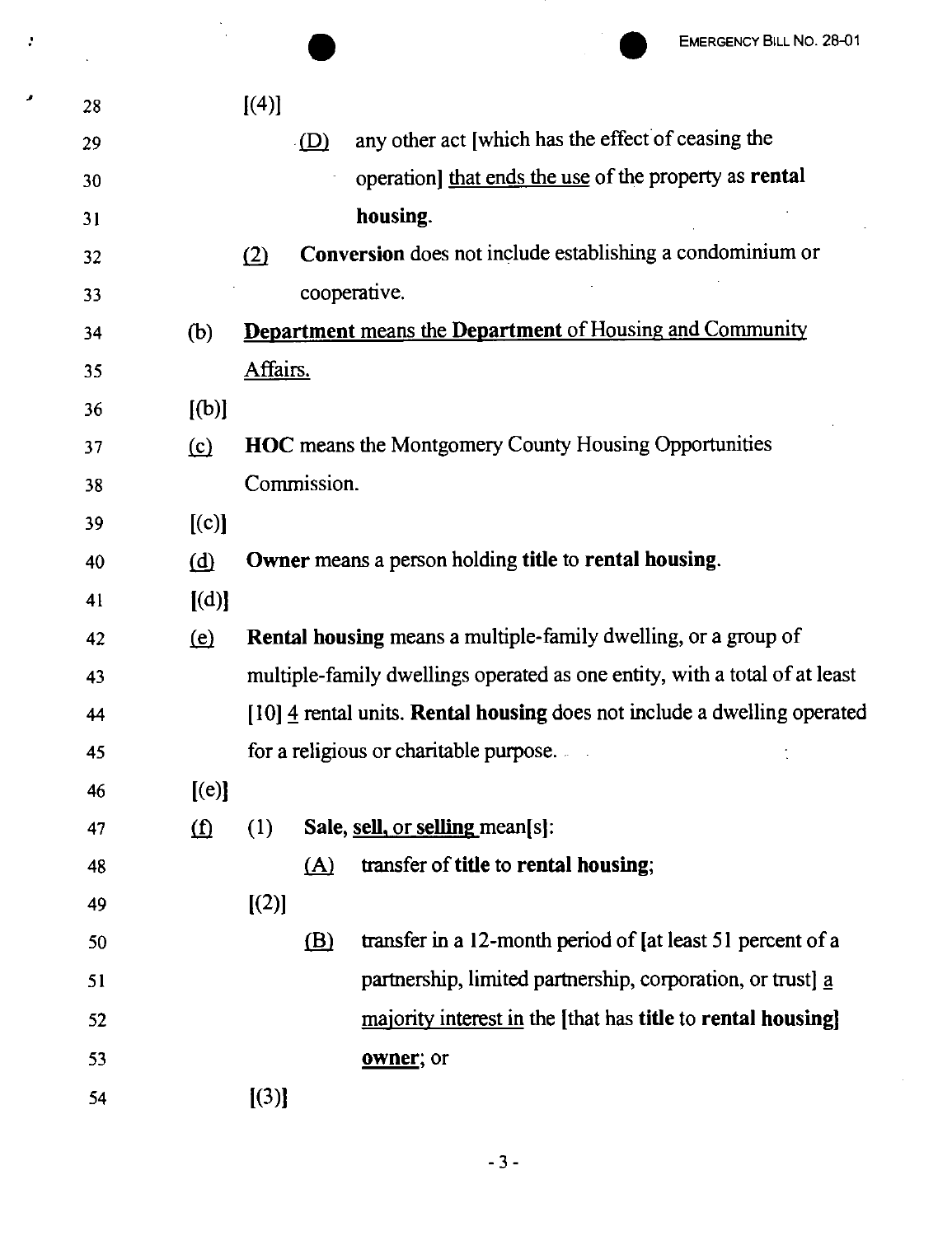28 [(4)]

29 <u>(D)</u> any other act [which has the effect of ceasing the

30 operation] <u>that ends the use</u> of the property as **rental**

31 **housing**.

32 <u>(2)</u> **Conversion** does not include establishing a condominium or

33 cooperative.

34 (b) <u>**Department** means the **Department** of Housing and Community</u>

35 <u>Affairs.</u>

36 [(b)]

37 <u>(c)</u> **HOC** means the Montgomery County Housing Opportunities

38 Commission.

39 [(c)]

40 <u>(d)</u> **Owner** means a person holding **title** to **rental housing**.

41 [(d)]

42 <u>(e)</u> **Rental housing** means a multiple-family dwelling, or a group of

43 multiple-family dwellings operated as one entity, with a total of at least

44 [10] <u>4</u> rental units. **Rental housing** does not include a dwelling operated

45 for a religious or charitable purpose.

46 [(e)]

47 <u>(f)</u> (1) **Sale, <u>sell, or selling</u>** mean[s]:

48 <u>(A)</u> transfer of **title** to **rental housing**;

49 [(2)]

50 <u>(B)</u> transfer in a 12-month period of [at least 51 percent of a

51 partnership, limited partnership, corporation, or trust] <u>a</u>

52 <u>majority interest in</u> the [that has **title** to **rental housing**]

53 <u>**owner**</u>; or

54 [(3)]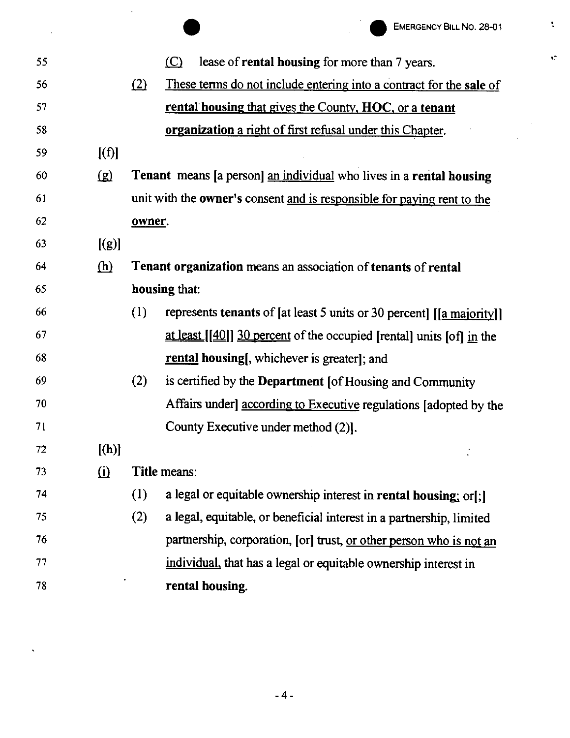55 (C) lease of **rental housing** for more than 7 years.

56 (2) These terms do not include entering into a contract for the **sale** of

57 **rental housing** that gives the County, **HOC**, or a **tenant**

58 **organization** a right of first refusal under this Chapter.

59 [(f)]

60 (g) **Tenant** means [a person] an individual who lives in a **rental housing**

61 unit with the **owner's** consent and is responsible for paying rent to the

62 **owner**.

63 [(g)]

64 (h) **Tenant organization** means an association of **tenants** of **rental**

65 **housing** that:

66 (1) represents **tenants** of [at least 5 units or 30 percent] [[a majority]]

67 at least [[40]] 30 percent of the occupied [rental] units [of] in the

68 **rental housing**[, whichever is greater]; and

69 (2) is certified by the **Department** [of Housing and Community

70 Affairs under] according to Executive regulations [adopted by the

71 County Executive under method (2)].

72 [(h)]

73 (i) **Title** means:

74 (1) a legal or equitable ownership interest in **rental housing**; or[;]

75 (2) a legal, equitable, or beneficial interest in a partnership, limited

76 partnership, corporation, [or] trust, or other person who is not an

77 individual, that has a legal or equitable ownership interest in

78 **rental housing**.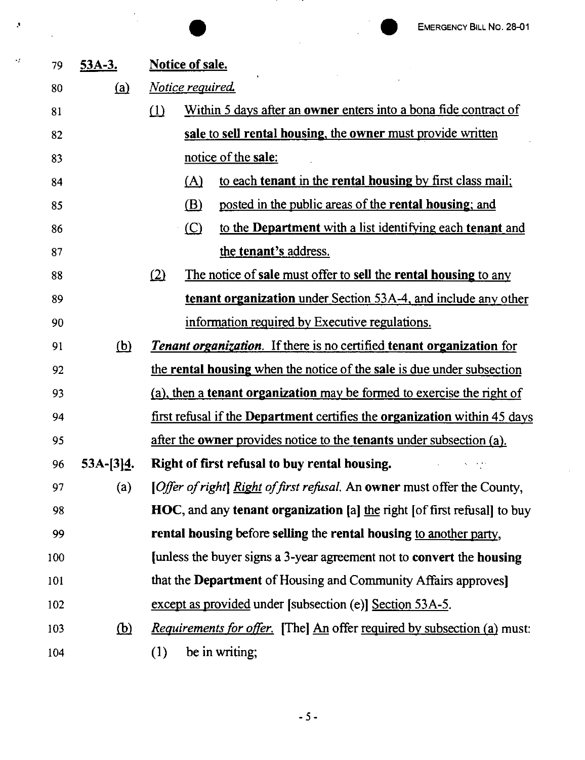79 **53A-3.** **Notice of sale.**

80 (a) *Notice required.*

81 (1) Within 5 days after an **owner** enters into a bona fide contract of

82 **sale** to **sell rental housing**, the **owner** must provide written

83 notice of the **sale**:

84 (A) to each **tenant** in the **rental housing** by first class mail;

85 (B) posted in the public areas of the **rental housing**; and

86 (C) to the **Department** with a list identifying each **tenant** and

87 the **tenant's** address.

88 (2) The notice of **sale** must offer to **sell** the **rental housing** to any

89 **tenant organization** under Section 53A-4, and include any other

90 information required by Executive regulations.

91 (b) ***Tenant organization***. If there is no certified **tenant organization** for

92 the **rental housing** when the notice of the **sale** is due under subsection

93 (a), then a **tenant organization** may be formed to exercise the right of

94 first refusal if the **Department** certifies the **organization** within 45 days

95 after the **owner** provides notice to the **tenants** under subsection (a).

96 **53A-[3]4. Right of first refusal to buy rental housing.**

97 (a) *[Offer of right] Right of first refusal.* An **owner** must offer the County,

98 **HOC**, and any **tenant organization** [a] the right [of first refusal] to buy

99 **rental housing** before **selling** the **rental housing** to another party,

100 [unless the buyer signs a 3-year agreement not to **convert** the **housing**

101 that the **Department** of Housing and Community Affairs approves]

102 except as provided under [subsection (e)] Section 53A-5.

103 (b) *Requirements for offer.* [The] An offer required by subsection (a) must:

104 (1) be in writing;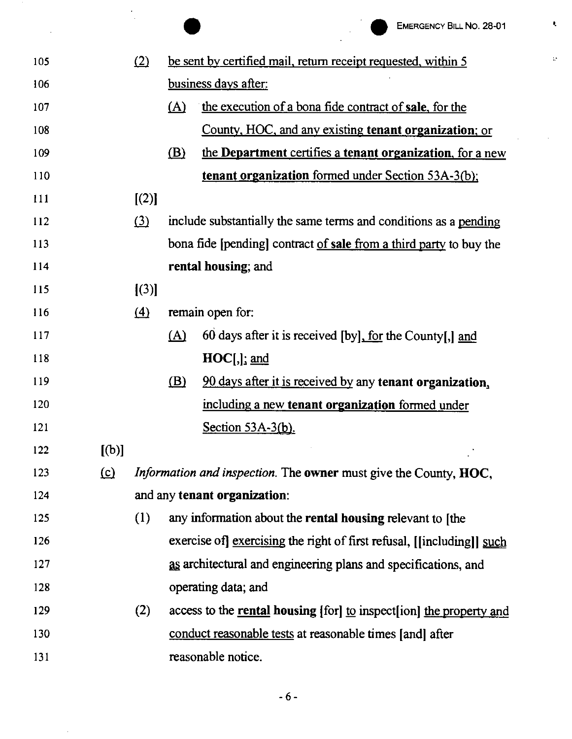105 (2) be sent by certified mail, return receipt requested, within 5

106 business days after:

107 (A) the execution of a bona fide contract of **sale**, for the

108 County, HOC, and any existing **tenant organization**; or

109 (B) the **Department** certifies a **tenant organization**, for a new

110 **tenant organization** formed under Section 53A-3(b);

111 [(2)]

112 (3) include substantially the same terms and conditions as a pending

113 bona fide [pending] contract of **sale** from a third party to buy the

114 **rental housing**; and

115 [(3)]

116 (4) remain open for:

117 (A) 60 days after it is received [by], for the County[,] and

118 **HOC**[,]; and

119 (B) 90 days after it is received by any **tenant organization**,

120 including a new **tenant organization** formed under

121 Section 53A-3(b).

122 [(b)]

123 (c) *Information and inspection.* The **owner** must give the County, **HOC**,

124 and any **tenant organization**:

125 (1) any information about the **rental housing** relevant to [the

126 exercise of] exercising the right of first refusal, [[including]] such

127 as architectural and engineering plans and specifications, and

128 operating data; and

129 (2) access to the **rental housing** [for] to inspect[ion] the property and

130 conduct reasonable tests at reasonable times [and] after

131 reasonable notice.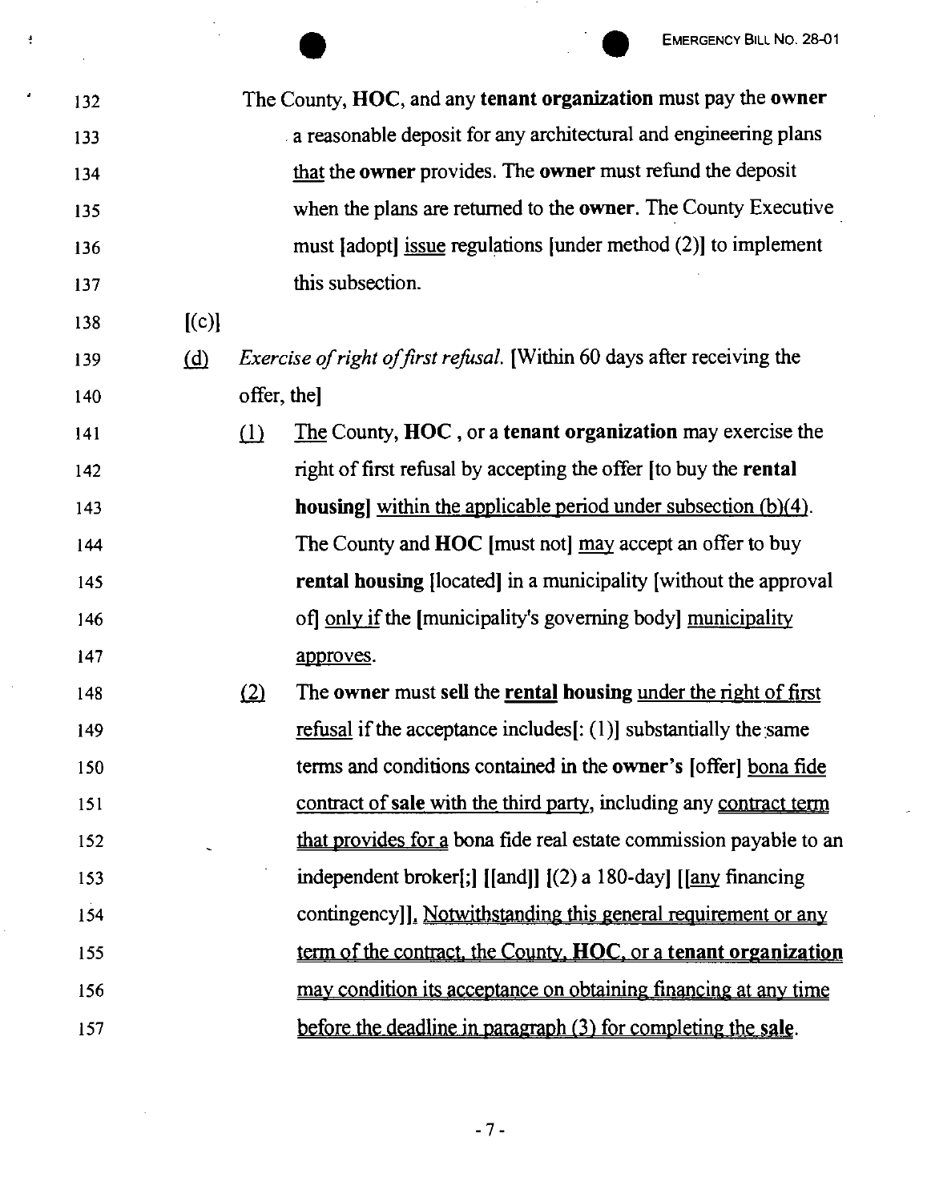The County, **HOC**, and any **tenant organization** must pay the **owner** a reasonable deposit for any architectural and engineering plans <u>that</u> the **owner** provides. The **owner** must refund the deposit when the plans are returned to the **owner**. The County Executive must [adopt] <u>issue</u> regulations [under method (2)] to implement this subsection.

[(c)]

<u>(d)</u> *Exercise of right of first refusal.* [Within 60 days after receiving the offer, the]

<u>(1)</u> <u>The</u> County, **HOC** , or a **tenant organization** may exercise the right of first refusal by accepting the offer [to buy the **rental housing**] <u>within the applicable period under subsection (b)(4)</u>. The County and **HOC** [must not] <u>may</u> accept an offer to buy **rental housing** [located] in a municipality [without the approval of] <u>only if</u> the [municipality's governing body] <u>municipality approves</u>.

<u>(2)</u> The **owner** must **sell** the <u>**rental**</u> **housing** <u>under the right of first refusal</u> if the acceptance includes[: (1)] substantially the same terms and conditions contained in the **owner's** [offer] <u>bona fide contract of **sale** with the third party</u>, including any <u>contract term that provides for a</u> bona fide real estate commission payable to an independent broker[;] [[and]] [(2) a 180-day] [[<u>any</u> financing contingency]]. <u>Notwithstanding this general requirement or any term of the contract, the County, **HOC**, or a **tenant organization** may condition its acceptance on obtaining financing at any time before the deadline in paragraph (3) for completing the **sale**.</u>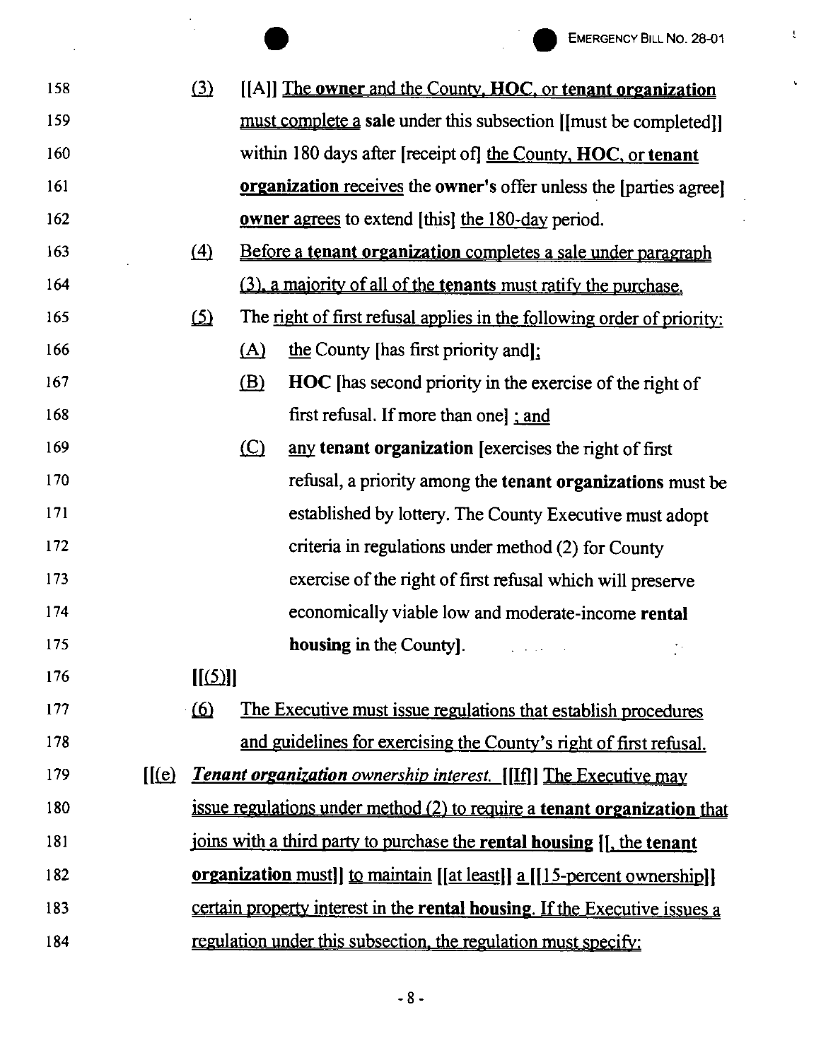158 (3) [[A]] The owner and the County, HOC, or tenant organization

159 must complete a sale under this subsection [[must be completed]]

160 within 180 days after [receipt of] the County, HOC, or tenant

161 organization receives the owner's offer unless the [parties agree]

162 owner agrees to extend [this] the 180-day period.

163 (4) Before a tenant organization completes a sale under paragraph

164 (3), a majority of all of the tenants must ratify the purchase.

165 (5) The right of first refusal applies in the following order of priority:

166 (A) the County [has first priority and];

167 (B) HOC [has second priority in the exercise of the right of

168 first refusal. If more than one] ; and

169 (C) any tenant organization [exercises the right of first

170 refusal, a priority among the tenant organizations must be

171 established by lottery. The County Executive must adopt

172 criteria in regulations under method (2) for County

173 exercise of the right of first refusal which will preserve

174 economically viable low and moderate-income rental

175 housing in the County].

176 [[(5)]]

177 (6) The Executive must issue regulations that establish procedures

178 and guidelines for exercising the County's right of first refusal.

179 [[(e) *Tenant organization ownership interest.* [[If]] The Executive may

180 issue regulations under method (2) to require a tenant organization that

181 joins with a third party to purchase the rental housing [[, the tenant

182 organization must]] to maintain [[at least]] a [[15-percent ownership]]

183 certain property interest in the rental housing. If the Executive issues a

184 regulation under this subsection, the regulation must specify: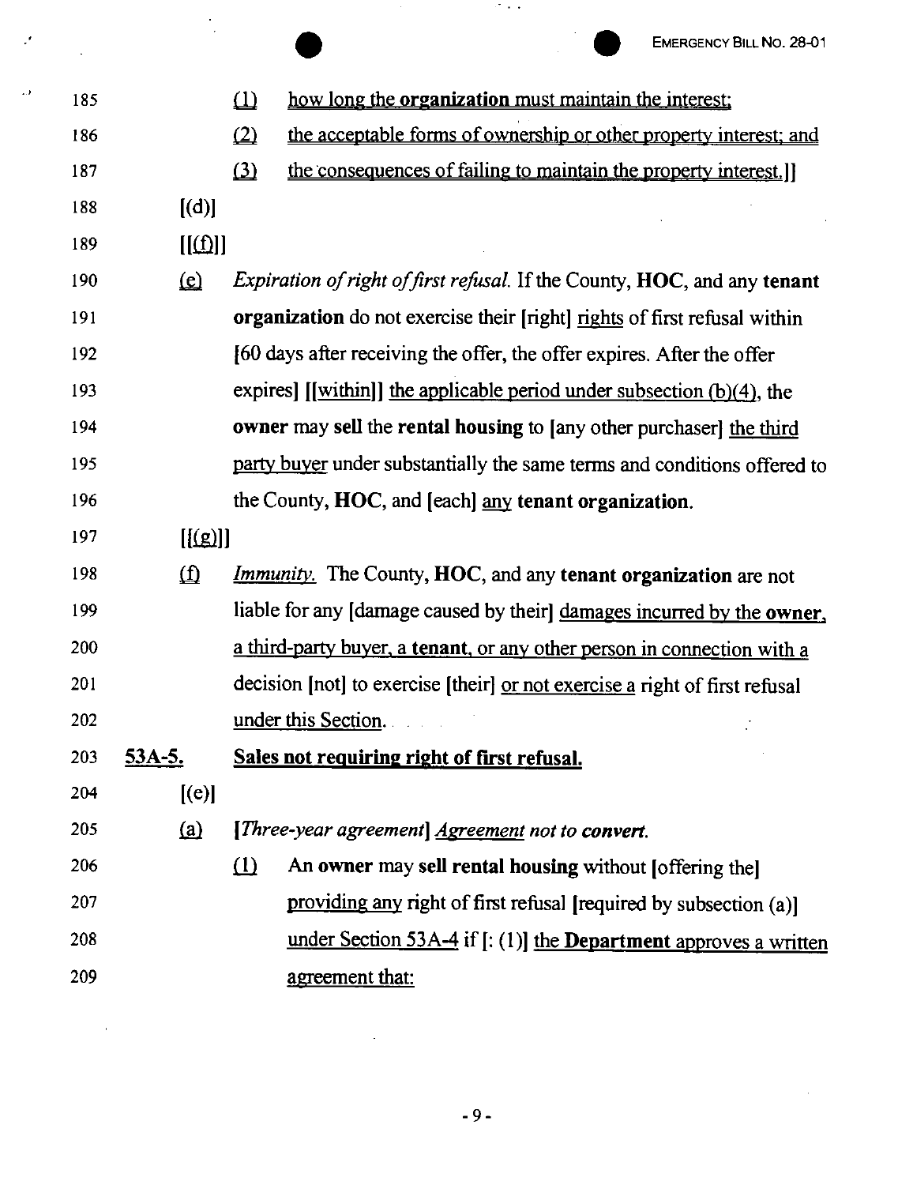185 (1) how long the **organization** must maintain the interest;

186 (2) the acceptable forms of ownership or other property interest; and

187 (3) the consequences of failing to maintain the property interest.]]

188 [(d)]

189 [[(f)]]

190 (e) *Expiration of right of first refusal.* If the County, **HOC**, and any **tenant**

191 **organization** do not exercise their [right] rights of first refusal within

192 [60 days after receiving the offer, the offer expires. After the offer

193 expires] [[within]] the applicable period under subsection (b)(4), the

194 **owner** may **sell** the **rental housing** to [any other purchaser] the third

195 party buyer under substantially the same terms and conditions offered to

196 the County, **HOC**, and [each] any **tenant organization**.

197 [[(g)]]

198 (f) *Immunity.* The County, **HOC**, and any **tenant organization** are not

199 liable for any [damage caused by their] damages incurred by the **owner**,

200 a third-party buyer, a **tenant**, or any other person in connection with a

201 decision [not] to exercise [their] or not exercise a right of first refusal

202 under this Section.

203 **53A-5. Sales not requiring right of first refusal.**

204 [(e)]

205 (a) *[Three-year agreement] Agreement not to* ***convert***.

206 (1) **An owner** may **sell rental housing** without [offering the]

207 providing any right of first refusal [required by subsection (a)]

208 under Section 53A-4 if [: (1)] the **Department** approves a written

209 agreement that: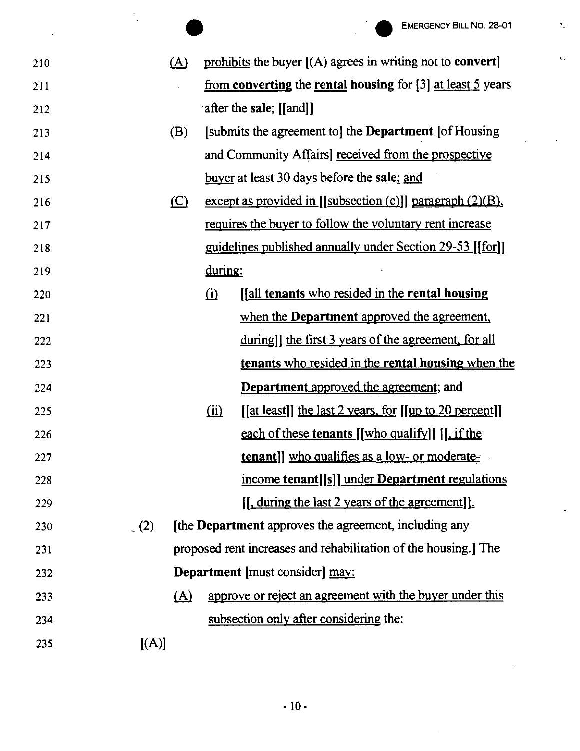210 (A) prohibits the buyer [(A) agrees in writing not to **convert**]
211 from **converting** the **rental housing** for [3] at least 5 years
212 after the **sale**; [[and]]
213 (B) [submits the agreement to] the **Department** [of Housing
214 and Community Affairs] received from the prospective
215 buyer at least 30 days before the **sale**; and
216 (C) except as provided in [[subsection (c)]] paragraph (2)(B),
217 requires the buyer to follow the voluntary rent increase
218 guidelines published annually under Section 29-53 [[for]]
219 during:
220 (i) [[all **tenants** who resided in the **rental housing**
221 when the **Department** approved the agreement,
222 during]] the first 3 years of the agreement, for all
223 **tenants** who resided in the **rental housing** when the
224 **Department** approved the agreement; and
225 (ii) [[at least]] the last 2 years, for [[up to 20 percent]]
226 each of these **tenants** [[who qualify]] [[, if the
227 **tenant**]] who qualifies as a low- or moderate-
228 income **tenant**[[s]] under **Department** regulations
229 [[, during the last 2 years of the agreement]].
230 (2) [the **Department** approves the agreement, including any
231 proposed rent increases and rehabilitation of the housing.] The
232 **Department** [must consider] may:
233 (A) approve or reject an agreement with the buyer under this
234 subsection only after considering the:
235 [(A)]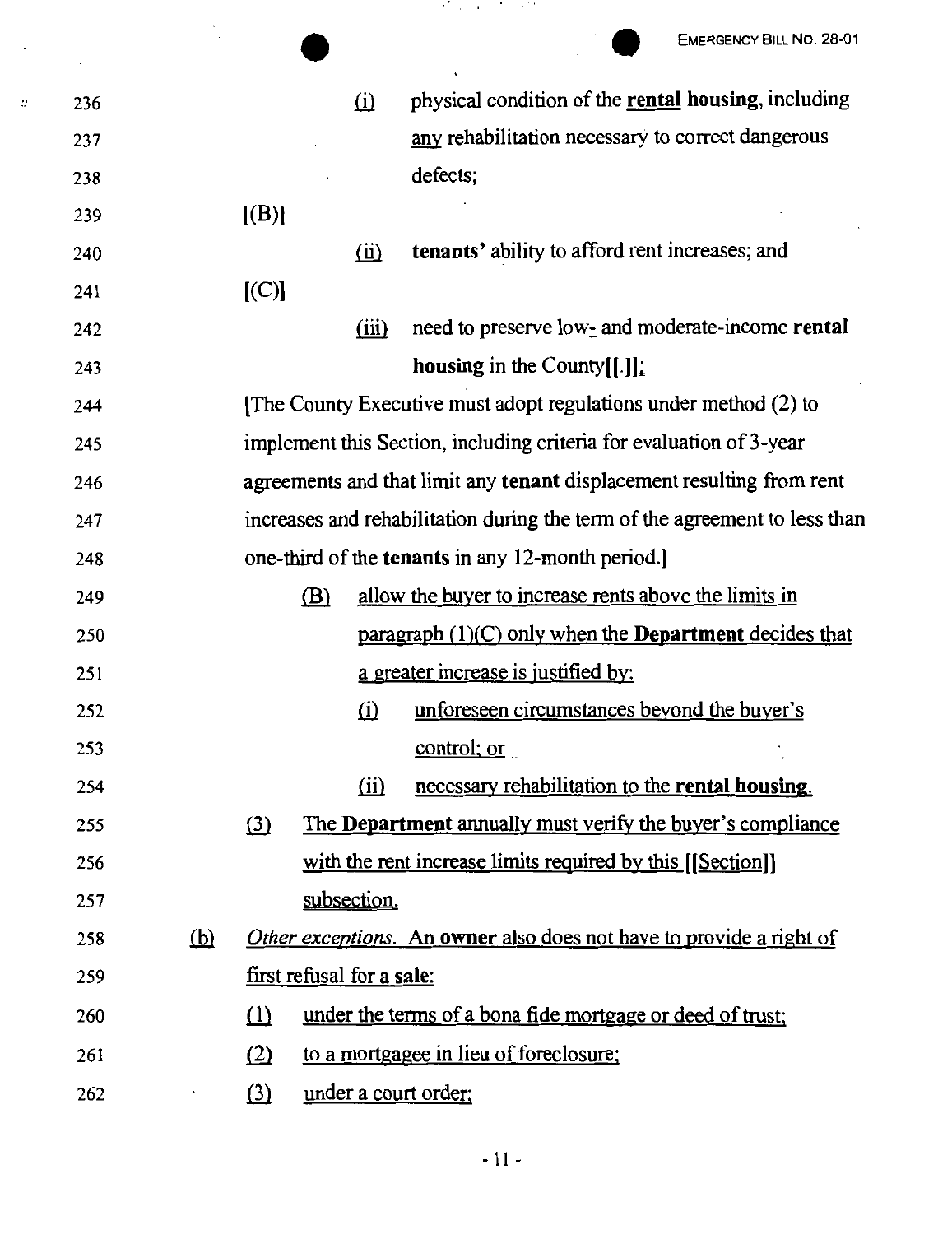236 (i) physical condition of the **rental housing**, including

237 any rehabilitation necessary to correct dangerous

238 defects;

239 [(B)]

240 (ii) **tenants'** ability to afford rent increases; and

241 [(C)]

242 (iii) need to preserve low- and moderate-income **rental**

243 **housing** in the County[[.]];

244 [The County Executive must adopt regulations under method (2) to

245 implement this Section, including criteria for evaluation of 3-year

246 agreements and that limit any **tenant** displacement resulting from rent

247 increases and rehabilitation during the term of the agreement to less than

248 one-third of the **tenants** in any 12-month period.]

249 (B) allow the buyer to increase rents above the limits in

250 paragraph (1)(C) only when the **Department** decides that

251 a greater increase is justified by:

252 (i) unforeseen circumstances beyond the buyer's

253 control; or

254 (ii) necessary rehabilitation to the **rental housing**.

255 (3) The **Department** annually must verify the buyer's compliance

256 with the rent increase limits required by this [[Section]]

257 subsection.

258 (b) *Other exceptions.* An **owner** also does not have to provide a right of

259 first refusal for a **sale**:

260 (1) under the terms of a bona fide mortgage or deed of trust;

261 (2) to a mortgagee in lieu of foreclosure;

262 (3) under a court order;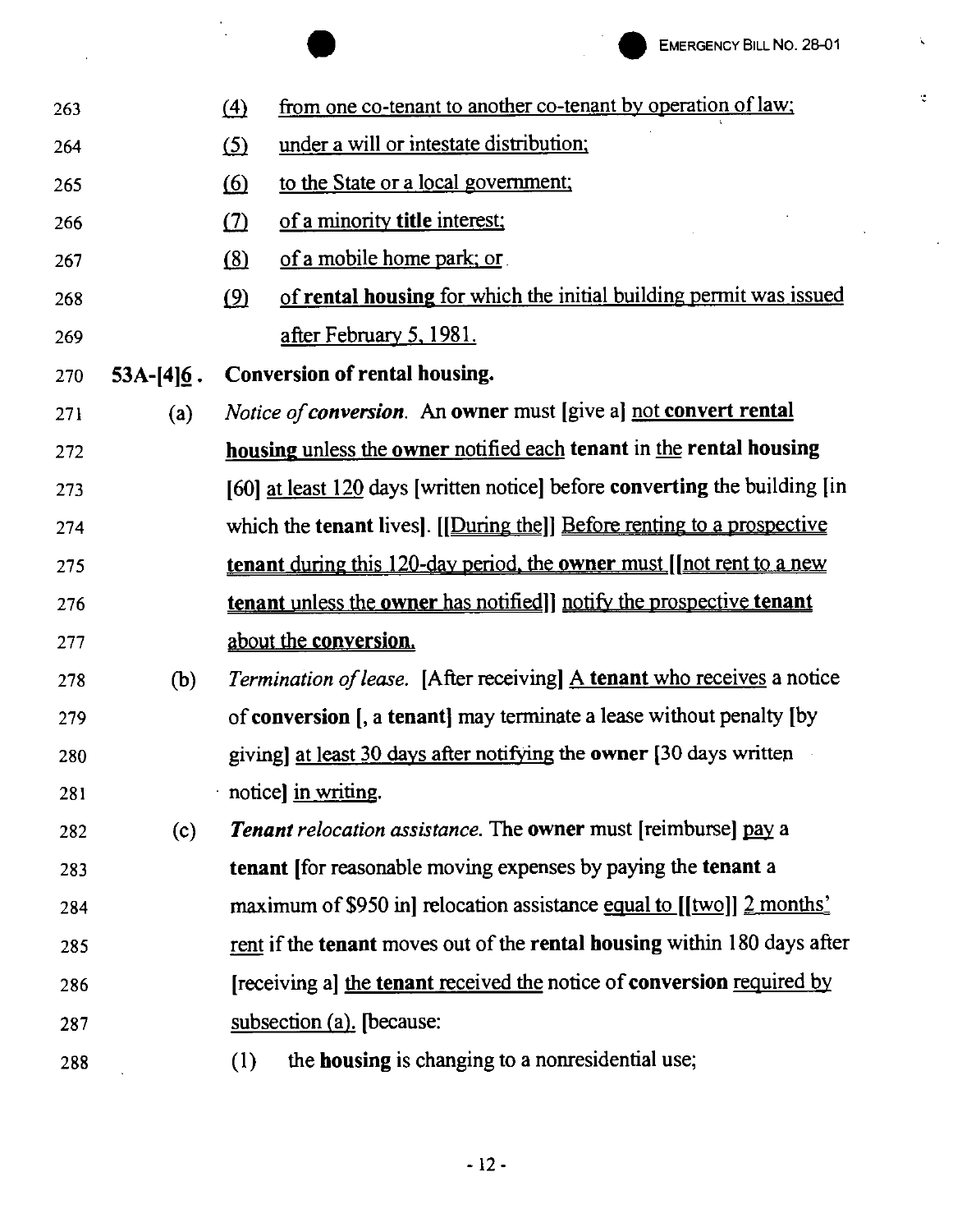263 (4) from one co-tenant to another co-tenant by operation of law;

264 (5) under a will or intestate distribution;

265 (6) to the State or a local government;

266 (7) of a minority **title** interest;

267 (8) of a mobile home park; or

268 (9) of **rental housing** for which the initial building permit was issued

269 after February 5, 1981.

270 **53A-[4]6. Conversion of rental housing.**

271 (a) *Notice of conversion.* An **owner** must [give a] not **convert rental**

272 **housing** unless the **owner** notified each **tenant** in the **rental housing**

273 [60] at least 120 days [written notice] before **converting** the building [in

274 which the **tenant** lives]. [[During the]] Before renting to a prospective

275 **tenant** during this 120-day period, the **owner** must [[not rent to a new

276 **tenant** unless the **owner** has notified]] notify the prospective **tenant**

277 about the **conversion.**

278 (b) *Termination of lease.* [After receiving] A **tenant** who receives a notice

279 of **conversion** [, a **tenant**] may terminate a lease without penalty [by

280 giving] at least 30 days after notifying the **owner** [30 days written

281 notice] in writing.

282 (c) ***Tenant** relocation assistance.* The **owner** must [reimburse] pay a

283 **tenant** [for reasonable moving expenses by paying the **tenant** a

284 maximum of $950 in] relocation assistance equal to [[two]] 2 months'

285 rent if the **tenant** moves out of the **rental housing** within 180 days after

286 [receiving a] the **tenant** received the notice of **conversion** required by

287 subsection (a). [because:

288 (1) the **housing** is changing to a nonresidential use;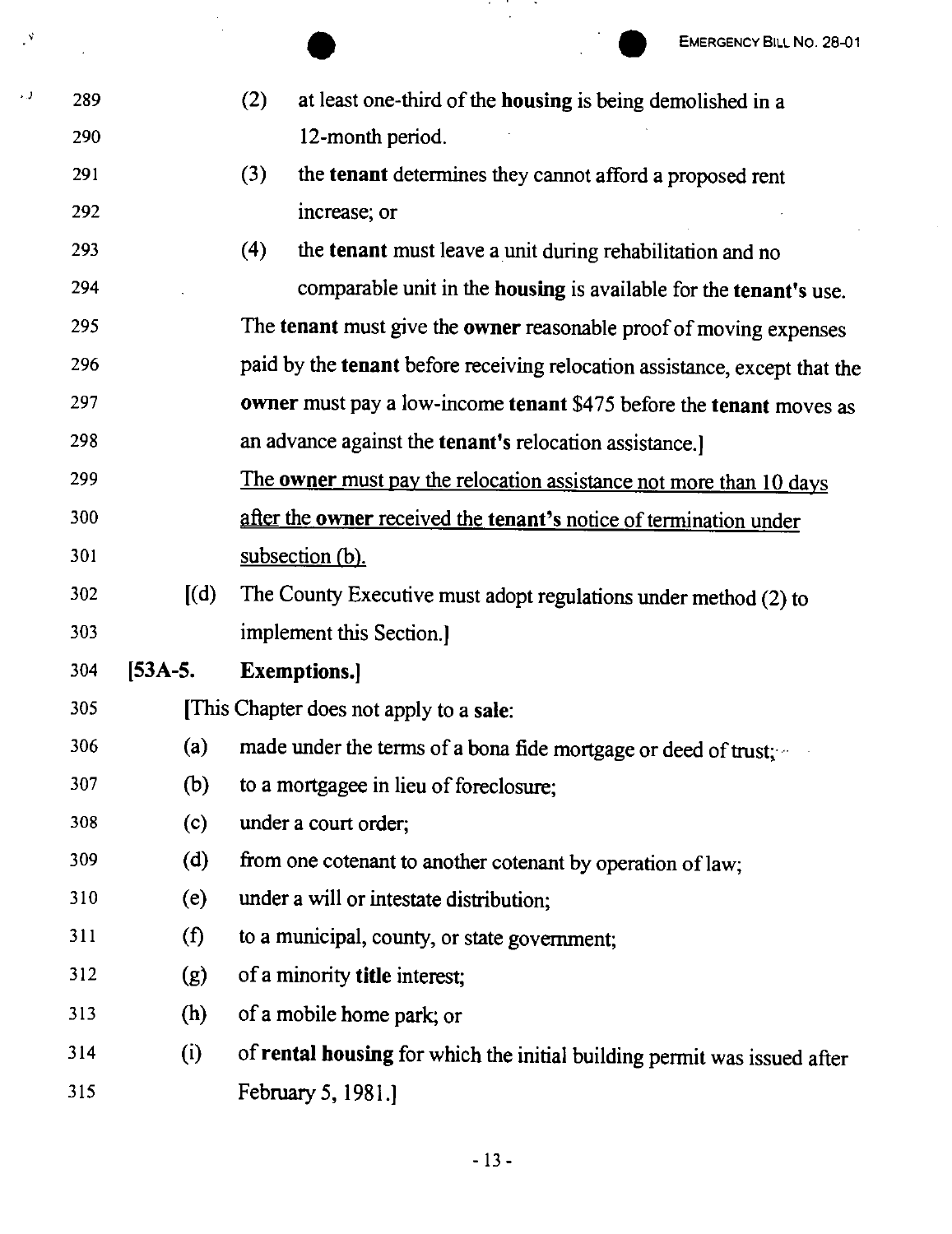289 (2) at least one-third of the **housing** is being demolished in a

290 12-month period.

291 (3) the **tenant** determines they cannot afford a proposed rent

292 increase; or

293 (4) the **tenant** must leave a unit during rehabilitation and no

294 comparable unit in the **housing** is available for the **tenant's** use.

295 The **tenant** must give the **owner** reasonable proof of moving expenses

296 paid by the **tenant** before receiving relocation assistance, except that the

297 **owner** must pay a low-income **tenant** $475 before the **tenant** moves as

298 an advance against the **tenant's** relocation assistance.]

299 <u>The **owner** must pay the relocation assistance not more than 10 days</u>

300 <u>after the **owner** received the **tenant's** notice of termination under</u>

301 <u>subsection (b).</u>

302 [(d) The County Executive must adopt regulations under method (2) to

303 implement this Section.]

304 **[53A-5. Exemptions.]**

305 [This Chapter does not apply to a **sale**:

306 (a) made under the terms of a bona fide mortgage or deed of trust;

307 (b) to a mortgagee in lieu of foreclosure;

308 (c) under a court order;

309 (d) from one cotenant to another cotenant by operation of law;

310 (e) under a will or intestate distribution;

311 (f) to a municipal, county, or state government;

312 (g) of a minority **title** interest;

313 (h) of a mobile home park; or

314 (i) of **rental housing** for which the initial building permit was issued after

315 February 5, 1981.]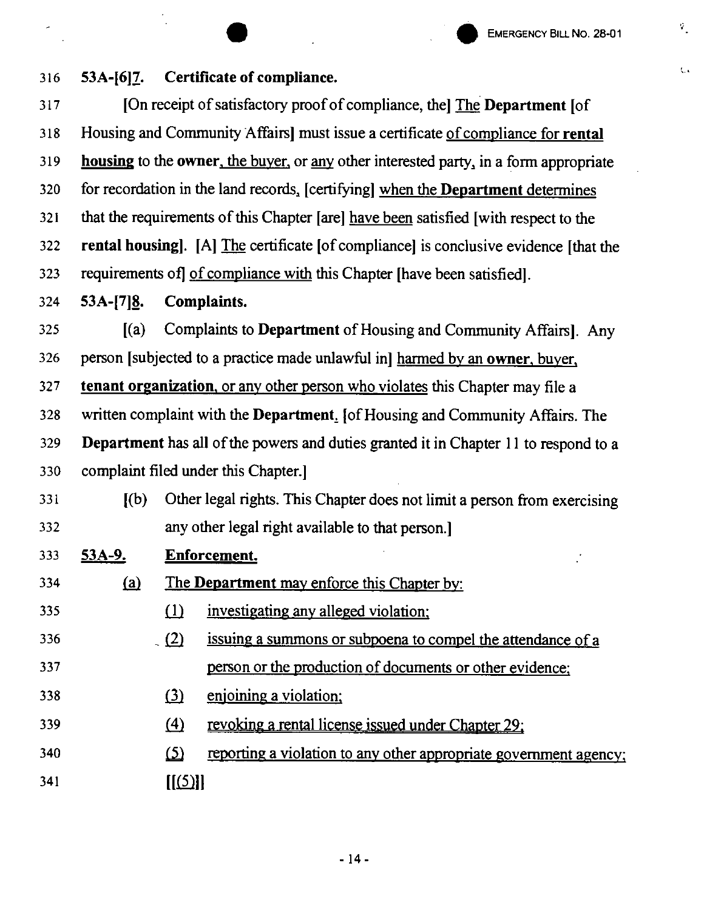316 **53A-[6]<u>7</u>. Certificate of compliance.**

317 [On receipt of satisfactory proof of compliance, the] <u>The</u> **Department** [of

318 Housing and Community Affairs] must issue a certificate <u>of compliance for **rental**</u>

319 <u>**housing**</u> to the **owner**<u>, the buyer,</u> or <u>any</u> other interested party, in a form appropriate

320 for recordation in the land records, [certifying] <u>when the **Department** determines</u>

321 that the requirements of this Chapter [are] <u>have been</u> satisfied [with respect to the

322 **rental housing**]. [A] <u>The</u> certificate [of compliance] is conclusive evidence [that the

323 requirements of] <u>of compliance with</u> this Chapter [have been satisfied].

324 **53A-[7]<u>8</u>. Complaints.**

325 [(a) Complaints to **Department** of Housing and Community Affairs]. Any

326 person [subjected to a practice made unlawful in] <u>harmed by an **owner**, buyer,</u>

327 <u>**tenant organization**, or any other person who violates</u> this Chapter may file a

328 written complaint with the **Department**<u>.</u> [of Housing and Community Affairs. The

329 **Department** has all of the powers and duties granted it in Chapter 11 to respond to a

330 complaint filed under this Chapter.]

331 [(b) Other legal rights. This Chapter does not limit a person from exercising

332 any other legal right available to that person.]

333 <u>**53A-9. Enforcement.**</u>

334 <u>(a) The **Department** may enforce this Chapter by:</u>

335 <u>(1) investigating any alleged violation;</u>

336 <u>(2) issuing a summons or subpoena to compel the attendance of a</u>

337 <u>person or the production of documents or other evidence;</u>

338 <u>(3) enjoining a violation;</u>

339 <u>(4) revoking a rental license issued under Chapter 29;</u>

340 <u>(5) reporting a violation to any other appropriate government agency;</u>

341 [[<u>(5)</u>]]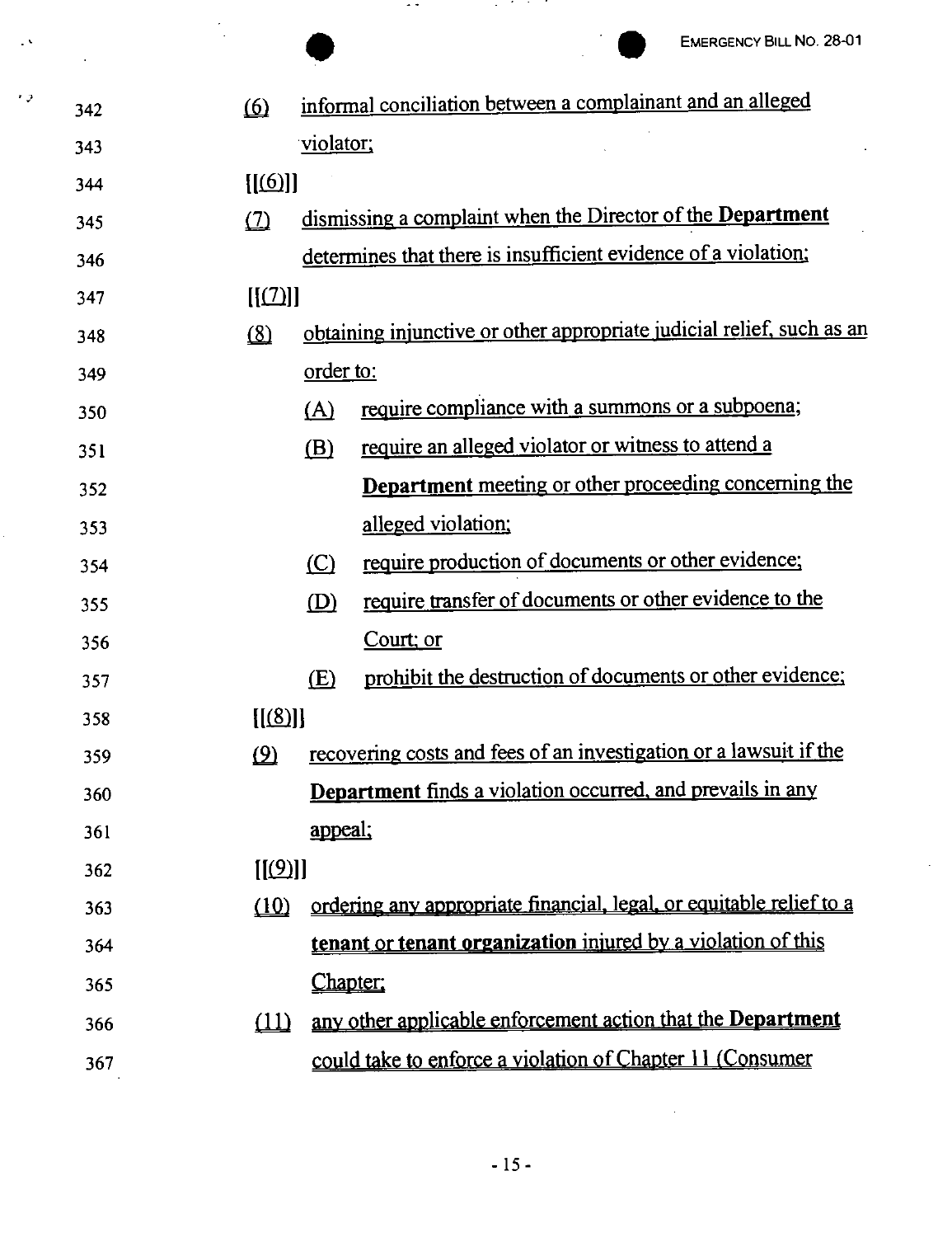342 (6) informal conciliation between a complainant and an alleged

343 violator;

344 [[(6)]]

345 (7) dismissing a complaint when the Director of the **Department**

346 determines that there is insufficient evidence of a violation;

347 [[(7)]]

348 (8) obtaining injunctive or other appropriate judicial relief, such as an

349 order to:

350 (A) require compliance with a summons or a subpoena;

351 (B) require an alleged violator or witness to attend a

352 **Department** meeting or other proceeding concerning the

353 alleged violation;

354 (C) require production of documents or other evidence;

355 (D) require transfer of documents or other evidence to the

356 Court; or

357 (E) prohibit the destruction of documents or other evidence;

358 [[(8)]]

359 (9) recovering costs and fees of an investigation or a lawsuit if the

360 **Department** finds a violation occurred, and prevails in any

361 appeal;

362 [[(9)]]

363 (10) ordering any appropriate financial, legal, or equitable relief to a

364 **tenant** or **tenant organization** injured by a violation of this

365 Chapter;

366 (11) any other applicable enforcement action that the **Department**

367 could take to enforce a violation of Chapter 11 (Consumer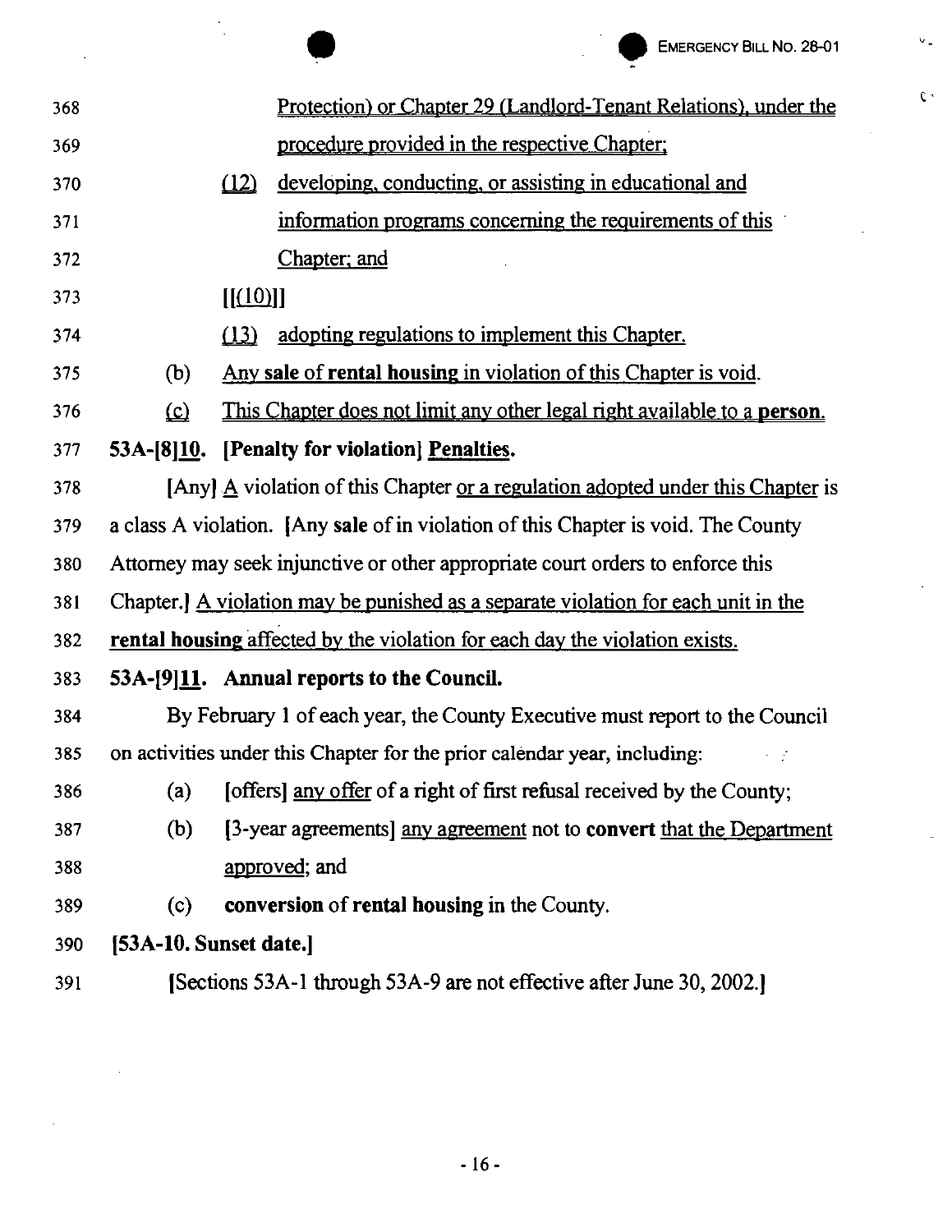368 Protection) or Chapter 29 (Landlord-Tenant Relations), under the

369 procedure provided in the respective Chapter;

370 (12) developing, conducting, or assisting in educational and

371 information programs concerning the requirements of this

372 Chapter; and

373 [[(10)]]

374 (13) adopting regulations to implement this Chapter.

375 (b) Any **sale** of **rental housing** in violation of this Chapter is void.

376 (c) This Chapter does not limit any other legal right available to a **person**.

377 **53A-[8]10. [Penalty for violation] Penalties.**

378 [Any] A violation of this Chapter or a regulation adopted under this Chapter is

379 a class A violation. [Any **sale** of in violation of this Chapter is void. The County

380 Attorney may seek injunctive or other appropriate court orders to enforce this

381 Chapter.] A violation may be punished as a separate violation for each unit in the

382 **rental housing** affected by the violation for each day the violation exists.

383 **53A-[9]11. Annual reports to the Council.**

384 By February 1 of each year, the County Executive must report to the Council

385 on activities under this Chapter for the prior calendar year, including:

386 (a) [offers] any offer of a right of first refusal received by the County;

387 (b) [3-year agreements] any agreement not to **convert** that the Department

388 approved; and

389 (c) **conversion** of **rental housing** in the County.

390 **[53A-10. Sunset date.]**

391 [Sections 53A-1 through 53A-9 are not effective after June 30, 2002.]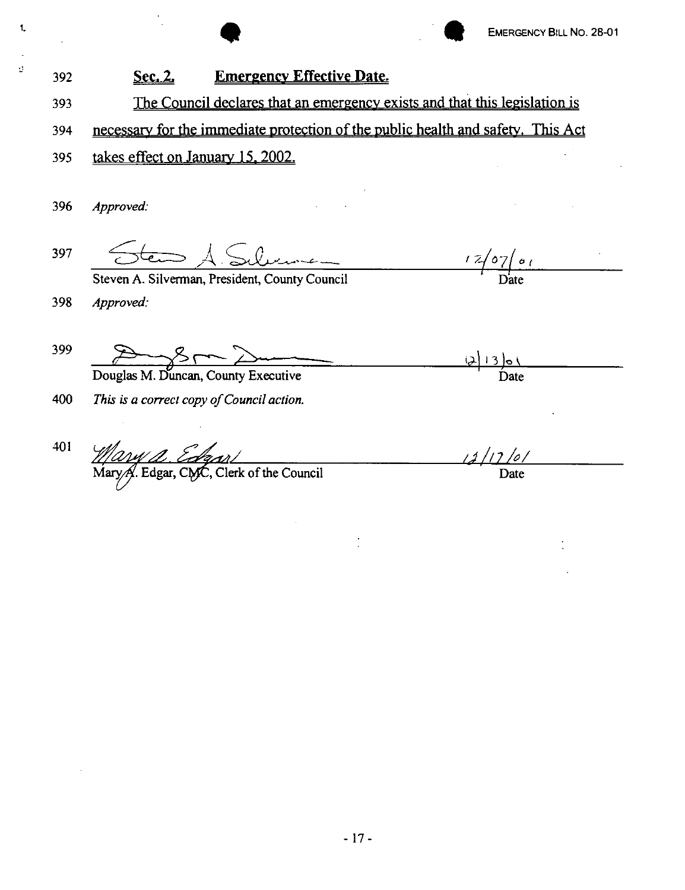392 **Sec. 2. Emergency Effective Date.**

393 The Council declares that an emergency exists and that this legislation is

394 necessary for the immediate protection of the public health and safety. This Act

395 takes effect on January 15, 2002.

396 *Approved:*

397

| | |
|---|---|
| Steven A. Silverman, President, County Council | 12/07/01 Date |

398 *Approved:*

399

| | |
|---|---|
| Douglas M. Duncan, County Executive | 12/13/01 Date |

400 *This is a correct copy of Council action.*

401

| | |
|---|---|
| Mary A. Edgar, CMC, Clerk of the Council | 12/17/01 Date |